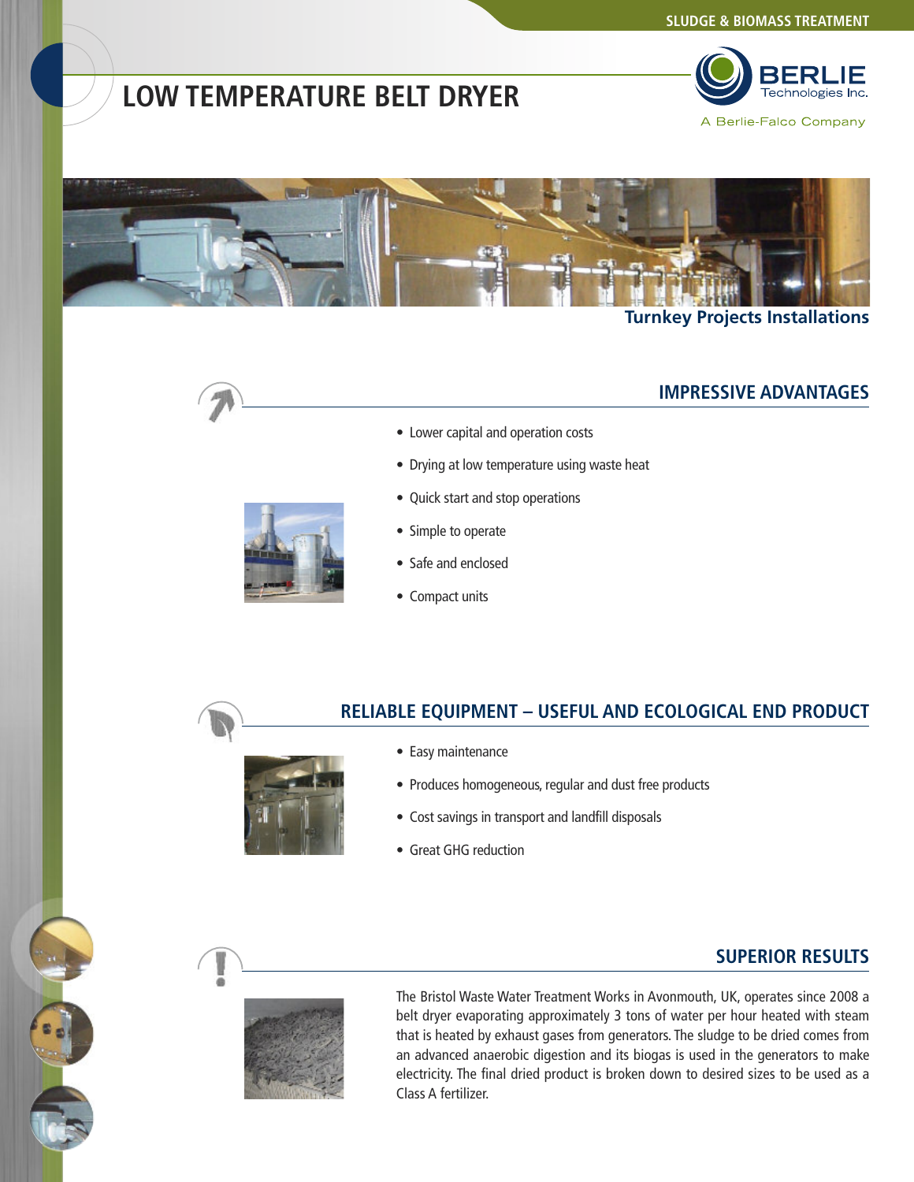SLUDGE & BIOMASS TREATMENT

# LOW TEMPERATURE BELT DRYER

BERLIE Technologies Inc.
A Berlie-Falco Company

**Turnkey Projects Installations**

## IMPRESSIVE ADVANTAGES

- Lower capital and operation costs
- Drying at low temperature using waste heat
- Quick start and stop operations
- Simple to operate
- Safe and enclosed
- Compact units

## RELIABLE EQUIPMENT – USEFUL AND ECOLOGICAL END PRODUCT

- Easy maintenance
- Produces homogeneous, regular and dust free products
- Cost savings in transport and landfill disposals
- Great GHG reduction

## SUPERIOR RESULTS

The Bristol Waste Water Treatment Works in Avonmouth, UK, operates since 2008 a belt dryer evaporating approximately 3 tons of water per hour heated with steam that is heated by exhaust gases from generators. The sludge to be dried comes from an advanced anaerobic digestion and its biogas is used in the generators to make electricity. The final dried product is broken down to desired sizes to be used as a Class A fertilizer.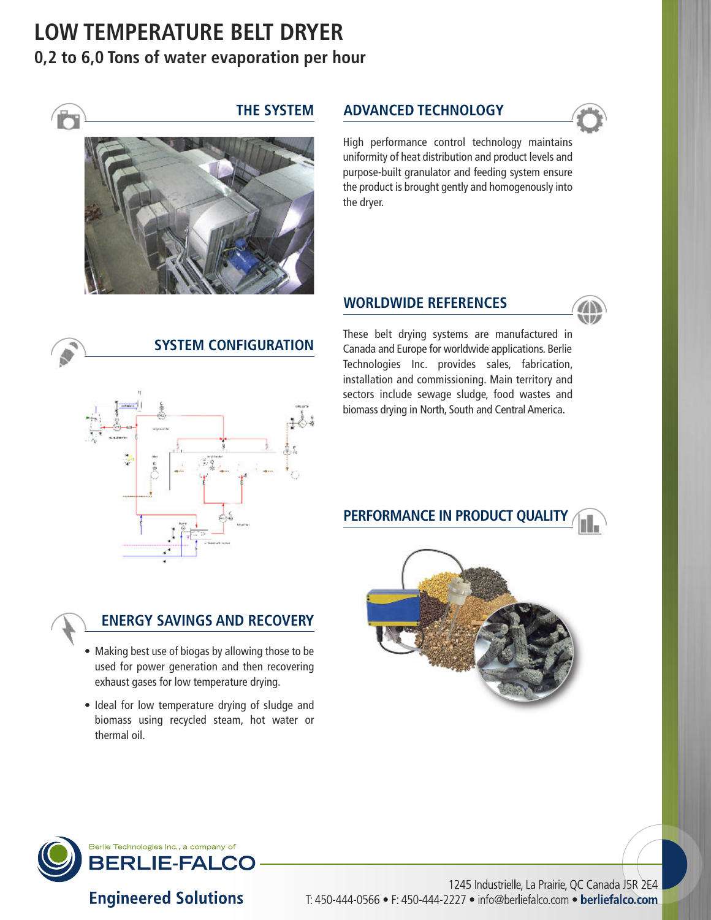# LOW TEMPERATURE BELT DRYER

## 0,2 to 6,0 Tons of water evaporation per hour

### THE SYSTEM

### SYSTEM CONFIGURATION

### ENERGY SAVINGS AND RECOVERY

- Making best use of biogas by allowing those to be used for power generation and then recovering exhaust gases for low temperature drying.
- Ideal for low temperature drying of sludge and biomass using recycled steam, hot water or thermal oil.

### ADVANCED TECHNOLOGY

High performance control technology maintains uniformity of heat distribution and product levels and purpose-built granulator and feeding system ensure the product is brought gently and homogenously into the dryer.

### WORLDWIDE REFERENCES

These belt drying systems are manufactured in Canada and Europe for worldwide applications. Berlie Technologies Inc. provides sales, fabrication, installation and commissioning. Main territory and sectors include sewage sludge, food wastes and biomass drying in North, South and Central America.

### PERFORMANCE IN PRODUCT QUALITY

Berlie Technologies Inc., a company of

**BERLIE-FALCO**

**Engineered Solutions**

1245 Industrielle, La Prairie, QC Canada J5R 2E4

T: 450-444-0566 • F: 450-444-2227 • info@berliefalco.com • **berliefalco.com**